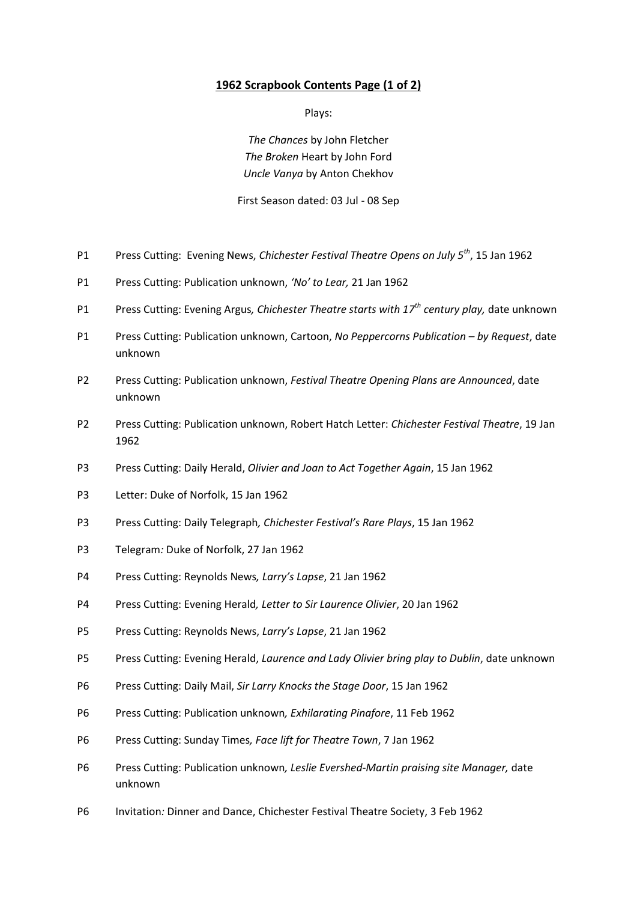**1962 Scrapbook Contents Page (1 of 2)**

Plays:

*The Chances* by John Fletcher
*The Broken* Heart by John Ford
*Uncle Vanya* by Anton Chekhov

First Season dated: 03 Jul - 08 Sep

P1 Press Cutting: Evening News, *Chichester Festival Theatre Opens on July 5th*, 15 Jan 1962

P1 Press Cutting: Publication unknown, *'No' to Lear,* 21 Jan 1962

P1 Press Cutting: Evening Argus*, Chichester Theatre starts with 17th century play,* date unknown

P1 Press Cutting: Publication unknown, Cartoon, *No Peppercorns Publication – by Request*, date unknown

P2 Press Cutting: Publication unknown, *Festival Theatre Opening Plans are Announced*, date unknown

P2 Press Cutting: Publication unknown, Robert Hatch Letter: *Chichester Festival Theatre*, 19 Jan 1962

P3 Press Cutting: Daily Herald, *Olivier and Joan to Act Together Again*, 15 Jan 1962

P3 Letter: Duke of Norfolk, 15 Jan 1962

P3 Press Cutting: Daily Telegraph*, Chichester Festival's Rare Plays*, 15 Jan 1962

P3 Telegram*:* Duke of Norfolk, 27 Jan 1962

P4 Press Cutting: Reynolds News*, Larry's Lapse*, 21 Jan 1962

P4 Press Cutting: Evening Herald*, Letter to Sir Laurence Olivier*, 20 Jan 1962

P5 Press Cutting: Reynolds News, *Larry's Lapse*, 21 Jan 1962

P5 Press Cutting: Evening Herald, *Laurence and Lady Olivier bring play to Dublin*, date unknown

P6 Press Cutting: Daily Mail, *Sir Larry Knocks the Stage Door*, 15 Jan 1962

P6 Press Cutting: Publication unknown*, Exhilarating Pinafore*, 11 Feb 1962

P6 Press Cutting: Sunday Times*, Face lift for Theatre Town*, 7 Jan 1962

P6 Press Cutting: Publication unknown*, Leslie Evershed-Martin praising site Manager,* date unknown

P6 Invitation*:* Dinner and Dance, Chichester Festival Theatre Society, 3 Feb 1962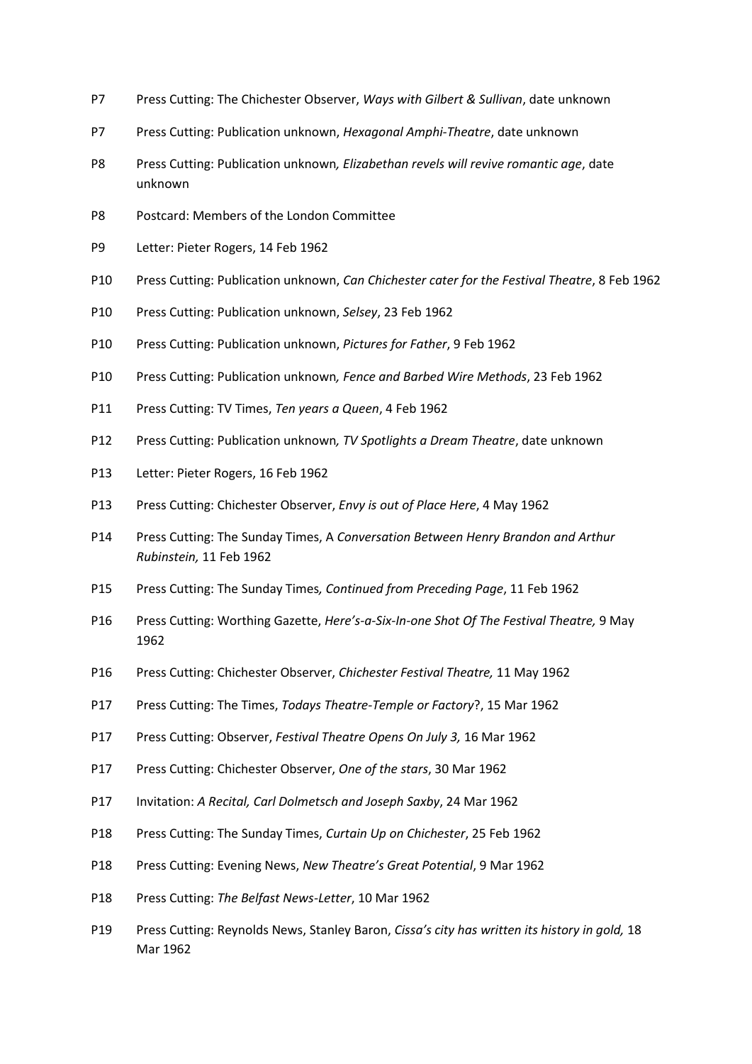P7 Press Cutting: The Chichester Observer, *Ways with Gilbert & Sullivan*, date unknown

P7 Press Cutting: Publication unknown, *Hexagonal Amphi-Theatre*, date unknown

P8 Press Cutting: Publication unknown*, Elizabethan revels will revive romantic age*, date unknown

P8 Postcard: Members of the London Committee

P9 Letter: Pieter Rogers, 14 Feb 1962

P10 Press Cutting: Publication unknown, *Can Chichester cater for the Festival Theatre*, 8 Feb 1962

P10 Press Cutting: Publication unknown, *Selsey*, 23 Feb 1962

P10 Press Cutting: Publication unknown, *Pictures for Father*, 9 Feb 1962

P10 Press Cutting: Publication unknown*, Fence and Barbed Wire Methods*, 23 Feb 1962

P11 Press Cutting: TV Times, *Ten years a Queen*, 4 Feb 1962

P12 Press Cutting: Publication unknown*, TV Spotlights a Dream Theatre*, date unknown

P13 Letter: Pieter Rogers, 16 Feb 1962

P13 Press Cutting: Chichester Observer, *Envy is out of Place Here*, 4 May 1962

P14 Press Cutting: The Sunday Times, A *Conversation Between Henry Brandon and Arthur Rubinstein,* 11 Feb 1962

P15 Press Cutting: The Sunday Times*, Continued from Preceding Page*, 11 Feb 1962

P16 Press Cutting: Worthing Gazette, *Here's-a-Six-In-one Shot Of The Festival Theatre,* 9 May 1962

P16 Press Cutting: Chichester Observer, *Chichester Festival Theatre,* 11 May 1962

P17 Press Cutting: The Times, *Todays Theatre-Temple or Factory*?, 15 Mar 1962

P17 Press Cutting: Observer, *Festival Theatre Opens On July 3,* 16 Mar 1962

P17 Press Cutting: Chichester Observer, *One of the stars*, 30 Mar 1962

P17 Invitation: *A Recital, Carl Dolmetsch and Joseph Saxby*, 24 Mar 1962

P18 Press Cutting: The Sunday Times, *Curtain Up on Chichester*, 25 Feb 1962

P18 Press Cutting: Evening News, *New Theatre's Great Potential*, 9 Mar 1962

P18 Press Cutting: *The Belfast News-Letter*, 10 Mar 1962

P19 Press Cutting: Reynolds News, Stanley Baron, *Cissa's city has written its history in gold,* 18 Mar 1962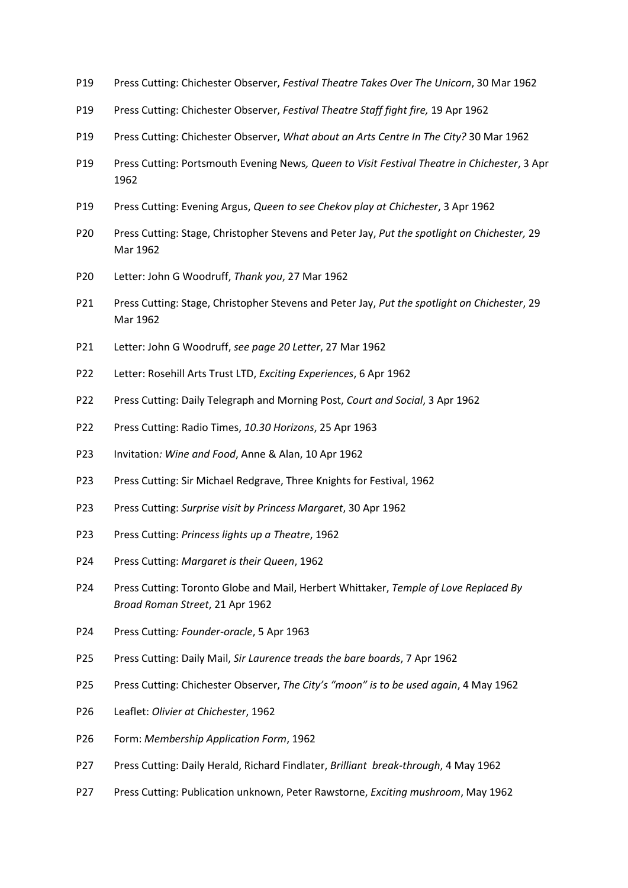P19 Press Cutting: Chichester Observer, *Festival Theatre Takes Over The Unicorn*, 30 Mar 1962

P19 Press Cutting: Chichester Observer, *Festival Theatre Staff fight fire,* 19 Apr 1962

P19 Press Cutting: Chichester Observer, *What about an Arts Centre In The City?* 30 Mar 1962

P19 Press Cutting: Portsmouth Evening News*, Queen to Visit Festival Theatre in Chichester*, 3 Apr 1962

P19 Press Cutting: Evening Argus, *Queen to see Chekov play at Chichester*, 3 Apr 1962

P20 Press Cutting: Stage, Christopher Stevens and Peter Jay, *Put the spotlight on Chichester,* 29 Mar 1962

P20 Letter: John G Woodruff, *Thank you*, 27 Mar 1962

P21 Press Cutting: Stage, Christopher Stevens and Peter Jay, *Put the spotlight on Chichester*, 29 Mar 1962

P21 Letter: John G Woodruff, *see page 20 Letter*, 27 Mar 1962

P22 Letter: Rosehill Arts Trust LTD, *Exciting Experiences*, 6 Apr 1962

P22 Press Cutting: Daily Telegraph and Morning Post, *Court and Social*, 3 Apr 1962

P22 Press Cutting: Radio Times, *10.30 Horizons*, 25 Apr 1963

P23 Invitation*: Wine and Food*, Anne & Alan, 10 Apr 1962

P23 Press Cutting: Sir Michael Redgrave, Three Knights for Festival, 1962

P23 Press Cutting: *Surprise visit by Princess Margaret*, 30 Apr 1962

P23 Press Cutting: *Princess lights up a Theatre*, 1962

P24 Press Cutting: *Margaret is their Queen*, 1962

P24 Press Cutting: Toronto Globe and Mail, Herbert Whittaker, *Temple of Love Replaced By Broad Roman Street*, 21 Apr 1962

P24 Press Cutting*: Founder-oracle*, 5 Apr 1963

P25 Press Cutting: Daily Mail, *Sir Laurence treads the bare boards*, 7 Apr 1962

P25 Press Cutting: Chichester Observer, *The City's "moon" is to be used again*, 4 May 1962

P26 Leaflet: *Olivier at Chichester*, 1962

P26 Form: *Membership Application Form*, 1962

P27 Press Cutting: Daily Herald, Richard Findlater, *Brilliant break-through*, 4 May 1962

P27 Press Cutting: Publication unknown, Peter Rawstorne, *Exciting mushroom*, May 1962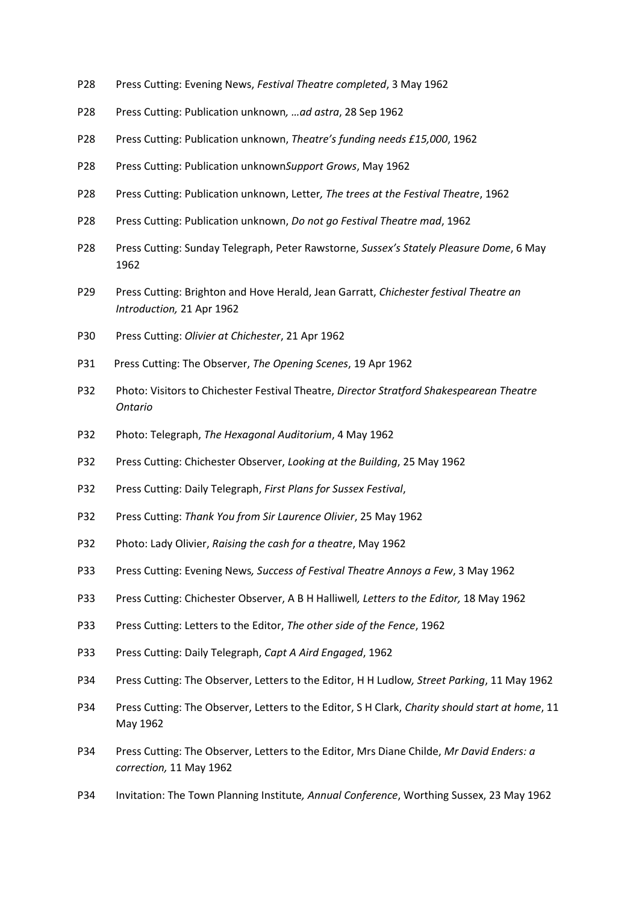P28 Press Cutting: Evening News, *Festival Theatre completed*, 3 May 1962

P28 Press Cutting: Publication unknown*, …ad astra*, 28 Sep 1962

P28 Press Cutting: Publication unknown, *Theatre's funding needs £15,000*, 1962

P28 Press Cutting: Publication unknown*Support Grows*, May 1962

P28 Press Cutting: Publication unknown, Letter*, The trees at the Festival Theatre*, 1962

P28 Press Cutting: Publication unknown, *Do not go Festival Theatre mad*, 1962

P28 Press Cutting: Sunday Telegraph, Peter Rawstorne, *Sussex's Stately Pleasure Dome*, 6 May 1962

P29 Press Cutting: Brighton and Hove Herald, Jean Garratt, *Chichester festival Theatre an Introduction,* 21 Apr 1962

P30 Press Cutting: *Olivier at Chichester*, 21 Apr 1962

P31 Press Cutting: The Observer, *The Opening Scenes*, 19 Apr 1962

P32 Photo: Visitors to Chichester Festival Theatre, *Director Stratford Shakespearean Theatre Ontario*

P32 Photo: Telegraph, *The Hexagonal Auditorium*, 4 May 1962

P32 Press Cutting: Chichester Observer, *Looking at the Building*, 25 May 1962

P32 Press Cutting: Daily Telegraph, *First Plans for Sussex Festival*,

P32 Press Cutting: *Thank You from Sir Laurence Olivier*, 25 May 1962

P32 Photo: Lady Olivier, *Raising the cash for a theatre*, May 1962

P33 Press Cutting: Evening News*, Success of Festival Theatre Annoys a Few*, 3 May 1962

P33 Press Cutting: Chichester Observer, A B H Halliwell*, Letters to the Editor,* 18 May 1962

P33 Press Cutting: Letters to the Editor, *The other side of the Fence*, 1962

P33 Press Cutting: Daily Telegraph, *Capt A Aird Engaged*, 1962

P34 Press Cutting: The Observer, Letters to the Editor, H H Ludlow*, Street Parking*, 11 May 1962

P34 Press Cutting: The Observer, Letters to the Editor, S H Clark, *Charity should start at home*, 11 May 1962

P34 Press Cutting: The Observer, Letters to the Editor, Mrs Diane Childe, *Mr David Enders: a correction,* 11 May 1962

P34 Invitation: The Town Planning Institute*, Annual Conference*, Worthing Sussex, 23 May 1962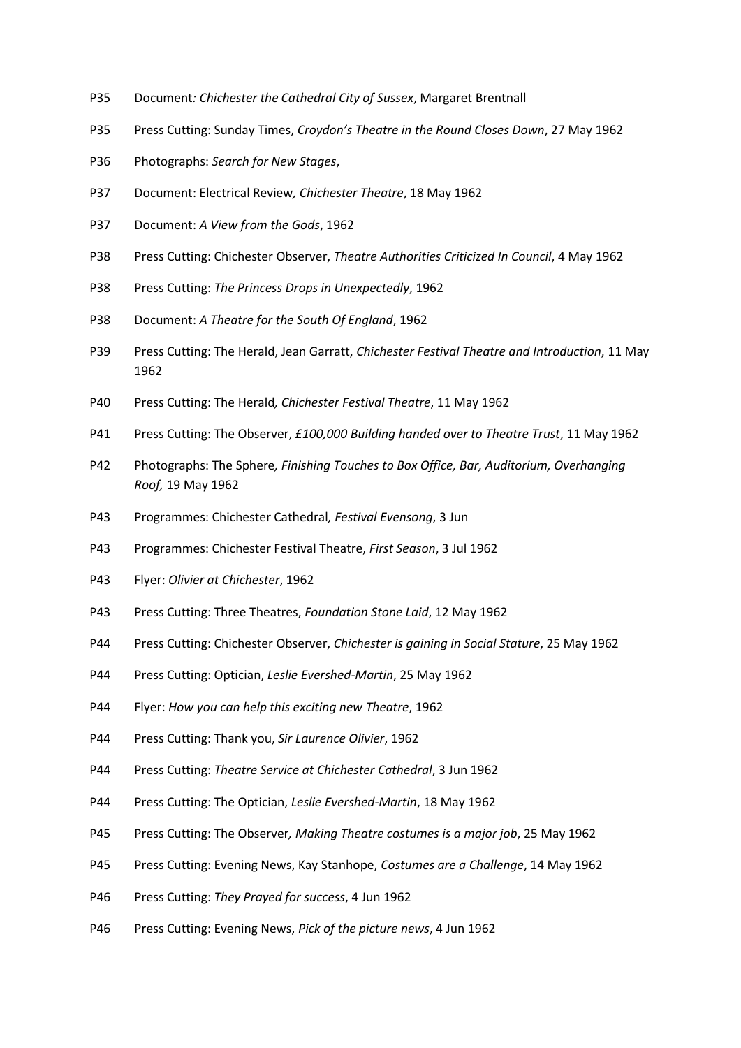P35 Document*: Chichester the Cathedral City of Sussex*, Margaret Brentnall

P35 Press Cutting: Sunday Times, *Croydon's Theatre in the Round Closes Down*, 27 May 1962

P36 Photographs: *Search for New Stages*,

P37 Document: Electrical Review*, Chichester Theatre*, 18 May 1962

P37 Document: *A View from the Gods*, 1962

P38 Press Cutting: Chichester Observer, *Theatre Authorities Criticized In Council*, 4 May 1962

P38 Press Cutting: *The Princess Drops in Unexpectedly*, 1962

P38 Document: *A Theatre for the South Of England*, 1962

P39 Press Cutting: The Herald, Jean Garratt, *Chichester Festival Theatre and Introduction*, 11 May 1962

P40 Press Cutting: The Herald*, Chichester Festival Theatre*, 11 May 1962

P41 Press Cutting: The Observer, *£100,000 Building handed over to Theatre Trust*, 11 May 1962

P42 Photographs: The Sphere*, Finishing Touches to Box Office, Bar, Auditorium, Overhanging Roof,* 19 May 1962

P43 Programmes: Chichester Cathedral*, Festival Evensong*, 3 Jun

P43 Programmes: Chichester Festival Theatre, *First Season*, 3 Jul 1962

P43 Flyer: *Olivier at Chichester*, 1962

P43 Press Cutting: Three Theatres, *Foundation Stone Laid*, 12 May 1962

P44 Press Cutting: Chichester Observer, *Chichester is gaining in Social Stature*, 25 May 1962

P44 Press Cutting: Optician, *Leslie Evershed-Martin*, 25 May 1962

P44 Flyer: *How you can help this exciting new Theatre*, 1962

P44 Press Cutting: Thank you, *Sir Laurence Olivier*, 1962

P44 Press Cutting: *Theatre Service at Chichester Cathedral*, 3 Jun 1962

P44 Press Cutting: The Optician, *Leslie Evershed-Martin*, 18 May 1962

P45 Press Cutting: The Observer*, Making Theatre costumes is a major job*, 25 May 1962

P45 Press Cutting: Evening News, Kay Stanhope, *Costumes are a Challenge*, 14 May 1962

P46 Press Cutting: *They Prayed for success*, 4 Jun 1962

P46 Press Cutting: Evening News, *Pick of the picture news*, 4 Jun 1962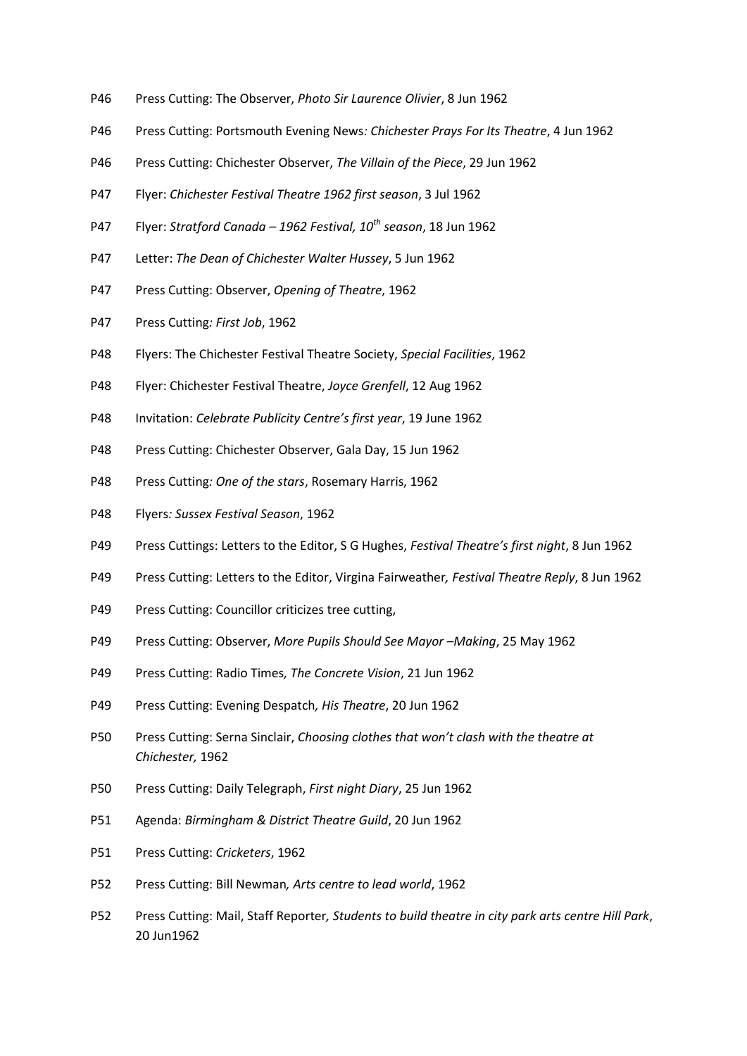P46 Press Cutting: The Observer, *Photo Sir Laurence Olivier*, 8 Jun 1962

P46 Press Cutting: Portsmouth Evening News*: Chichester Prays For Its Theatre*, 4 Jun 1962

P46 Press Cutting: Chichester Observer, *The Villain of the Piece*, 29 Jun 1962

P47 Flyer: *Chichester Festival Theatre 1962 first season*, 3 Jul 1962

P47 Flyer: *Stratford Canada – 1962 Festival, 10th season*, 18 Jun 1962

P47 Letter: *The Dean of Chichester Walter Hussey*, 5 Jun 1962

P47 Press Cutting: Observer, *Opening of Theatre*, 1962

P47 Press Cutting*: First Job*, 1962

P48 Flyers: The Chichester Festival Theatre Society, *Special Facilities*, 1962

P48 Flyer: Chichester Festival Theatre, *Joyce Grenfell*, 12 Aug 1962

P48 Invitation: *Celebrate Publicity Centre's first year*, 19 June 1962

P48 Press Cutting: Chichester Observer, Gala Day, 15 Jun 1962

P48 Press Cutting*: One of the stars*, Rosemary Harris, 1962

P48 Flyers*: Sussex Festival Season*, 1962

P49 Press Cuttings: Letters to the Editor, S G Hughes, *Festival Theatre's first night*, 8 Jun 1962

P49 Press Cutting: Letters to the Editor, Virgina Fairweather*, Festival Theatre Reply*, 8 Jun 1962

P49 Press Cutting: Councillor criticizes tree cutting,

P49 Press Cutting: Observer, *More Pupils Should See Mayor –Making*, 25 May 1962

P49 Press Cutting: Radio Times*, The Concrete Vision*, 21 Jun 1962

P49 Press Cutting: Evening Despatch*, His Theatre*, 20 Jun 1962

P50 Press Cutting: Serna Sinclair, *Choosing clothes that won't clash with the theatre at Chichester,* 1962

P50 Press Cutting: Daily Telegraph, *First night Diary*, 25 Jun 1962

P51 Agenda: *Birmingham & District Theatre Guild*, 20 Jun 1962

P51 Press Cutting: *Cricketers*, 1962

P52 Press Cutting: Bill Newman*, Arts centre to lead world*, 1962

P52 Press Cutting: Mail, Staff Reporter*, Students to build theatre in city park arts centre Hill Park*, 20 Jun1962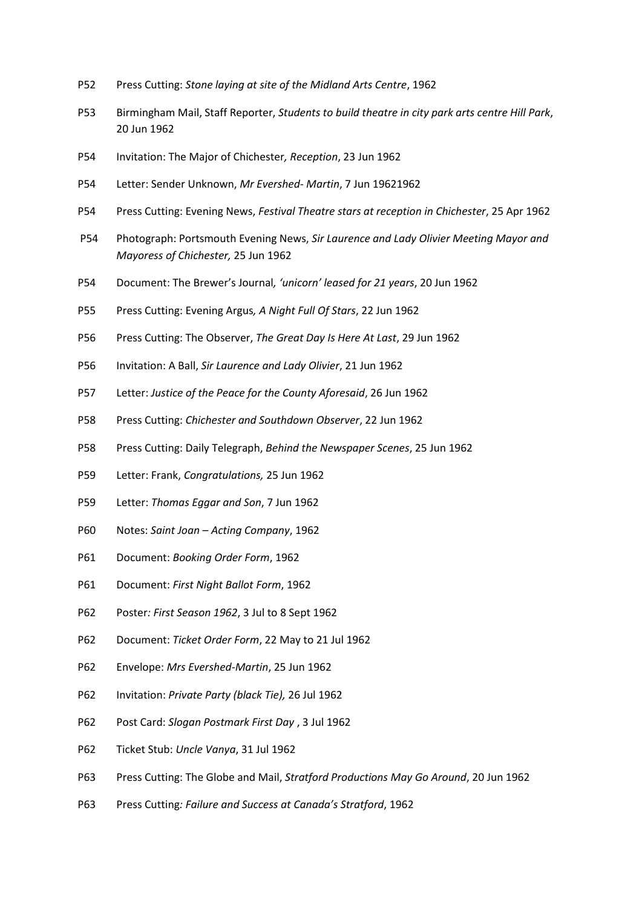P52 Press Cutting: *Stone laying at site of the Midland Arts Centre*, 1962

P53 Birmingham Mail, Staff Reporter, *Students to build theatre in city park arts centre Hill Park*, 20 Jun 1962

P54 Invitation: The Major of Chichester*, Reception*, 23 Jun 1962

P54 Letter: Sender Unknown, *Mr Evershed- Martin*, 7 Jun 19621962

P54 Press Cutting: Evening News, *Festival Theatre stars at reception in Chichester*, 25 Apr 1962

P54 Photograph: Portsmouth Evening News, *Sir Laurence and Lady Olivier Meeting Mayor and Mayoress of Chichester,* 25 Jun 1962

P54 Document: The Brewer's Journal*, 'unicorn' leased for 21 years*, 20 Jun 1962

P55 Press Cutting: Evening Argus*, A Night Full Of Stars*, 22 Jun 1962

P56 Press Cutting: The Observer, *The Great Day Is Here At Last*, 29 Jun 1962

P56 Invitation: A Ball, *Sir Laurence and Lady Olivier*, 21 Jun 1962

P57 Letter: *Justice of the Peace for the County Aforesaid*, 26 Jun 1962

P58 Press Cutting: *Chichester and Southdown Observer*, 22 Jun 1962

P58 Press Cutting: Daily Telegraph, *Behind the Newspaper Scenes*, 25 Jun 1962

P59 Letter: Frank, *Congratulations,* 25 Jun 1962

P59 Letter: *Thomas Eggar and Son*, 7 Jun 1962

P60 Notes: *Saint Joan – Acting Company*, 1962

P61 Document: *Booking Order Form*, 1962

P61 Document: *First Night Ballot Form*, 1962

P62 Poster*: First Season 1962*, 3 Jul to 8 Sept 1962

P62 Document: *Ticket Order Form*, 22 May to 21 Jul 1962

P62 Envelope: *Mrs Evershed-Martin*, 25 Jun 1962

P62 Invitation: *Private Party (black Tie),* 26 Jul 1962

P62 Post Card: *Slogan Postmark First Day* , 3 Jul 1962

P62 Ticket Stub: *Uncle Vanya*, 31 Jul 1962

P63 Press Cutting: The Globe and Mail, *Stratford Productions May Go Around*, 20 Jun 1962

P63 Press Cutting*: Failure and Success at Canada's Stratford*, 1962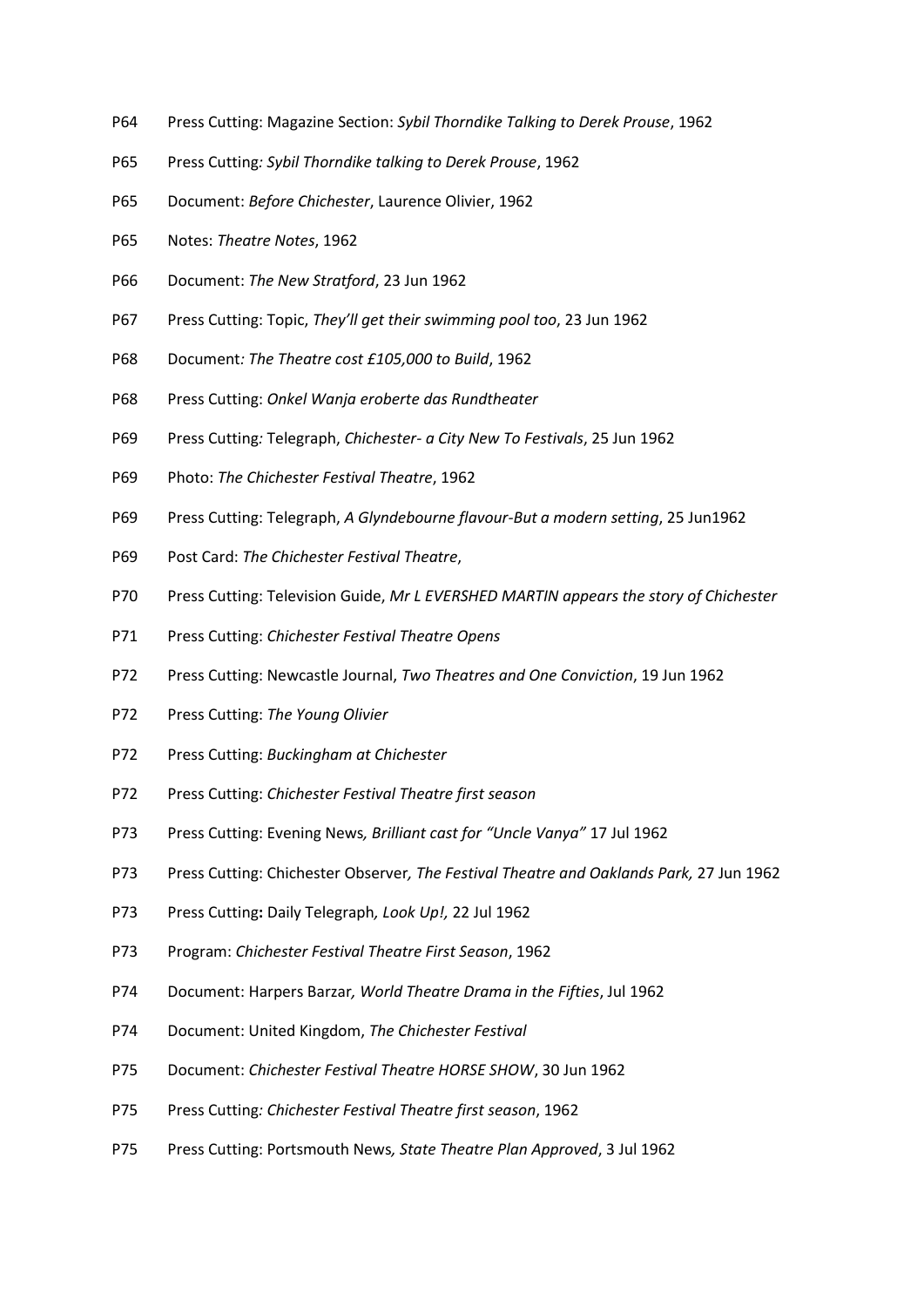P64 Press Cutting: Magazine Section: *Sybil Thorndike Talking to Derek Prouse*, 1962

P65 Press Cutting*: Sybil Thorndike talking to Derek Prouse*, 1962

P65 Document: *Before Chichester*, Laurence Olivier, 1962

P65 Notes: *Theatre Notes*, 1962

P66 Document: *The New Stratford*, 23 Jun 1962

P67 Press Cutting: Topic, *They'll get their swimming pool too*, 23 Jun 1962

P68 Document*: The Theatre cost £105,000 to Build*, 1962

P68 Press Cutting: *Onkel Wanja eroberte das Rundtheater*

P69 Press Cutting*:* Telegraph, *Chichester- a City New To Festivals*, 25 Jun 1962

P69 Photo: *The Chichester Festival Theatre*, 1962

P69 Press Cutting: Telegraph, *A Glyndebourne flavour-But a modern setting*, 25 Jun1962

P69 Post Card: *The Chichester Festival Theatre*,

P70 Press Cutting: Television Guide, *Mr L EVERSHED MARTIN appears the story of Chichester*

P71 Press Cutting: *Chichester Festival Theatre Opens*

P72 Press Cutting: Newcastle Journal, *Two Theatres and One Conviction*, 19 Jun 1962

P72 Press Cutting: *The Young Olivier*

P72 Press Cutting: *Buckingham at Chichester*

P72 Press Cutting: *Chichester Festival Theatre first season*

P73 Press Cutting: Evening News*, Brilliant cast for "Uncle Vanya"* 17 Jul 1962

P73 Press Cutting: Chichester Observer*, The Festival Theatre and Oaklands Park,* 27 Jun 1962

P73 Press Cutting**:** Daily Telegraph*, Look Up!,* 22 Jul 1962

P73 Program: *Chichester Festival Theatre First Season*, 1962

P74 Document: Harpers Barzar*, World Theatre Drama in the Fifties*, Jul 1962

P74 Document: United Kingdom, *The Chichester Festival*

P75 Document: *Chichester Festival Theatre HORSE SHOW*, 30 Jun 1962

P75 Press Cutting*: Chichester Festival Theatre first season*, 1962

P75 Press Cutting: Portsmouth News*, State Theatre Plan Approved*, 3 Jul 1962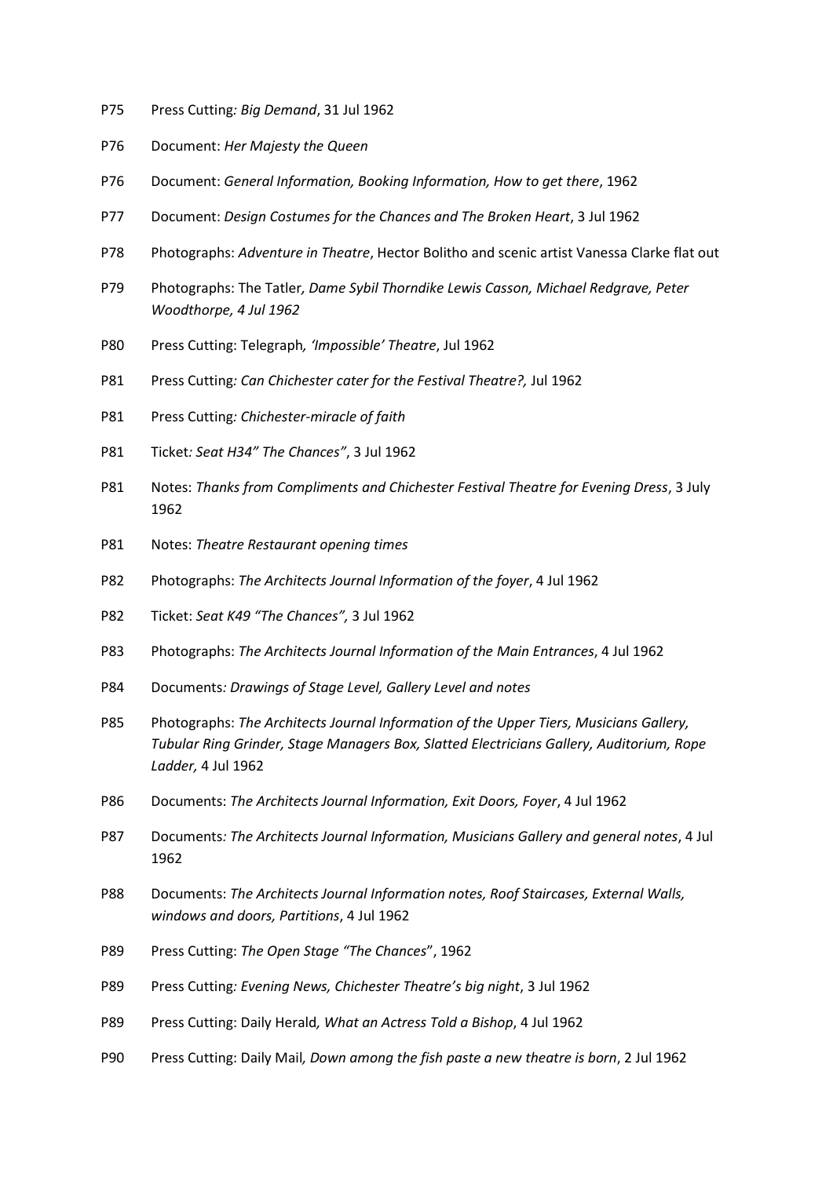P75 Press Cutting*: Big Demand*, 31 Jul 1962

P76 Document: *Her Majesty the Queen*

P76 Document: *General Information, Booking Information, How to get there*, 1962

P77 Document: *Design Costumes for the Chances and The Broken Heart*, 3 Jul 1962

P78 Photographs: *Adventure in Theatre*, Hector Bolitho and scenic artist Vanessa Clarke flat out

P79 Photographs: The Tatler*, Dame Sybil Thorndike Lewis Casson, Michael Redgrave, Peter Woodthorpe, 4 Jul 1962*

P80 Press Cutting: Telegraph*, 'Impossible' Theatre*, Jul 1962

P81 Press Cutting*: Can Chichester cater for the Festival Theatre?,* Jul 1962

P81 Press Cutting*: Chichester-miracle of faith*

P81 Ticket*: Seat H34" The Chances"*, 3 Jul 1962

P81 Notes: *Thanks from Compliments and Chichester Festival Theatre for Evening Dress*, 3 July 1962

P81 Notes: *Theatre Restaurant opening times*

P82 Photographs: *The Architects Journal Information of the foyer*, 4 Jul 1962

P82 Ticket: *Seat K49 "The Chances",* 3 Jul 1962

P83 Photographs: *The Architects Journal Information of the Main Entrances*, 4 Jul 1962

P84 Documents*: Drawings of Stage Level, Gallery Level and notes*

P85 Photographs: *The Architects Journal Information of the Upper Tiers, Musicians Gallery, Tubular Ring Grinder, Stage Managers Box, Slatted Electricians Gallery, Auditorium, Rope Ladder,* 4 Jul 1962

P86 Documents: *The Architects Journal Information, Exit Doors, Foyer*, 4 Jul 1962

P87 Documents*: The Architects Journal Information, Musicians Gallery and general notes*, 4 Jul 1962

P88 Documents: *The Architects Journal Information notes, Roof Staircases, External Walls, windows and doors, Partitions*, 4 Jul 1962

P89 Press Cutting: *The Open Stage "The Chances*", 1962

P89 Press Cutting*: Evening News, Chichester Theatre's big night*, 3 Jul 1962

P89 Press Cutting: Daily Herald*, What an Actress Told a Bishop*, 4 Jul 1962

P90 Press Cutting: Daily Mail*, Down among the fish paste a new theatre is born*, 2 Jul 1962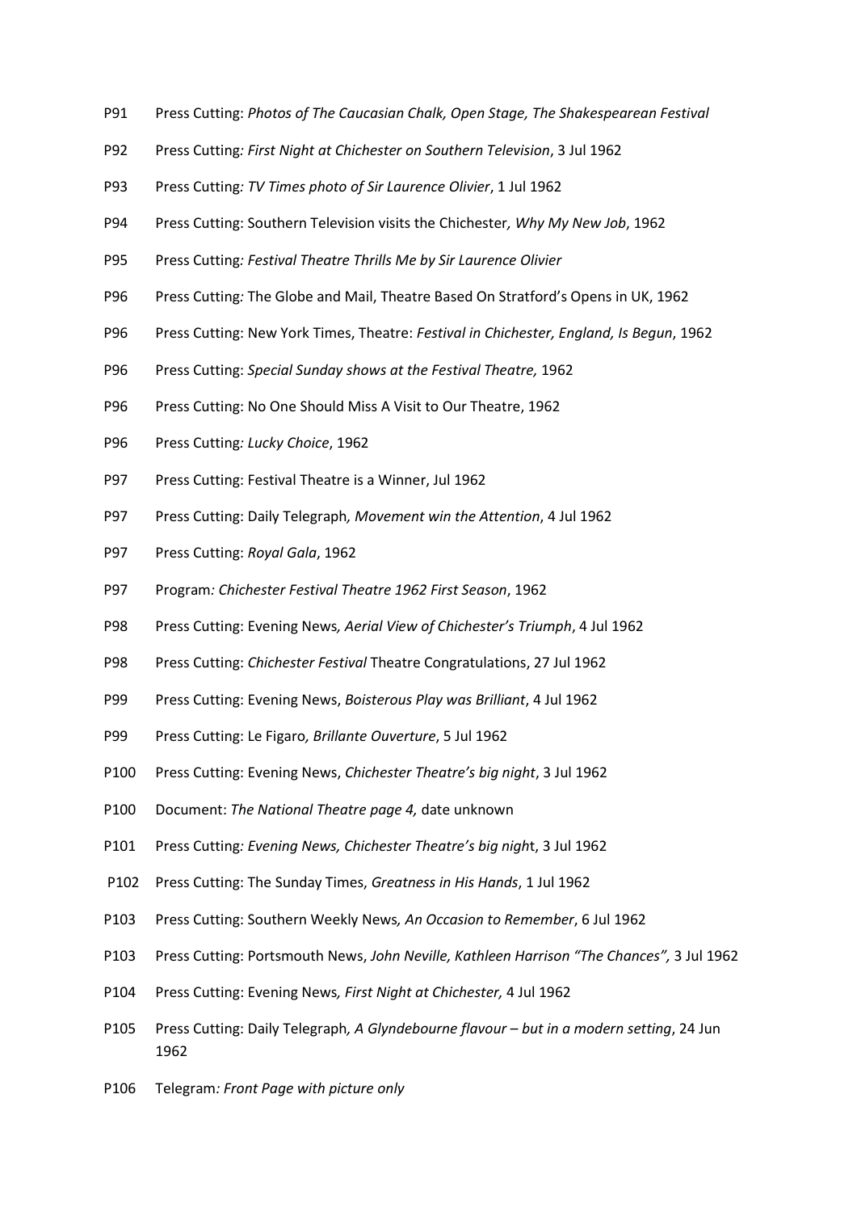P91 Press Cutting: *Photos of The Caucasian Chalk, Open Stage, The Shakespearean Festival*

P92 Press Cutting*: First Night at Chichester on Southern Television*, 3 Jul 1962

P93 Press Cutting*: TV Times photo of Sir Laurence Olivier*, 1 Jul 1962

P94 Press Cutting: Southern Television visits the Chichester*, Why My New Job*, 1962

P95 Press Cutting*: Festival Theatre Thrills Me by Sir Laurence Olivier*

P96 Press Cutting*:* The Globe and Mail, Theatre Based On Stratford's Opens in UK, 1962

P96 Press Cutting: New York Times, Theatre: *Festival in Chichester, England, Is Begun*, 1962

P96 Press Cutting: *Special Sunday shows at the Festival Theatre,* 1962

P96 Press Cutting: No One Should Miss A Visit to Our Theatre, 1962

P96 Press Cutting*: Lucky Choice*, 1962

P97 Press Cutting: Festival Theatre is a Winner, Jul 1962

P97 Press Cutting: Daily Telegraph*, Movement win the Attention*, 4 Jul 1962

P97 Press Cutting: *Royal Gala*, 1962

P97 Program*: Chichester Festival Theatre 1962 First Season*, 1962

P98 Press Cutting: Evening News*, Aerial View of Chichester's Triumph*, 4 Jul 1962

P98 Press Cutting: *Chichester Festival* Theatre Congratulations, 27 Jul 1962

P99 Press Cutting: Evening News, *Boisterous Play was Brilliant*, 4 Jul 1962

P99 Press Cutting: Le Figaro*, Brillante Ouverture*, 5 Jul 1962

P100 Press Cutting: Evening News, *Chichester Theatre's big night*, 3 Jul 1962

P100 Document: *The National Theatre page 4,* date unknown

P101 Press Cutting*: Evening News, Chichester Theatre's big nigh*t, 3 Jul 1962

P102 Press Cutting: The Sunday Times, *Greatness in His Hands*, 1 Jul 1962

P103 Press Cutting: Southern Weekly News*, An Occasion to Remember*, 6 Jul 1962

P103 Press Cutting: Portsmouth News, *John Neville, Kathleen Harrison "The Chances",* 3 Jul 1962

P104 Press Cutting: Evening News*, First Night at Chichester,* 4 Jul 1962

P105 Press Cutting: Daily Telegraph*, A Glyndebourne flavour – but in a modern setting*, 24 Jun 1962

P106 Telegram*: Front Page with picture only*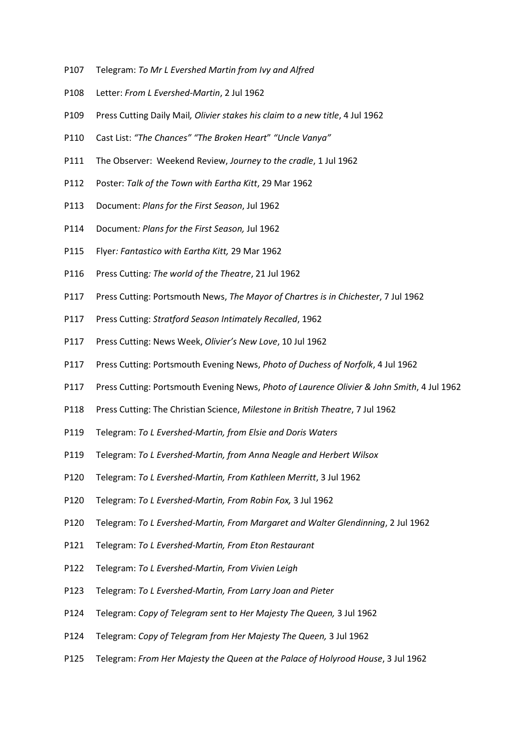P107 Telegram: *To Mr L Evershed Martin from Ivy and Alfred*

P108 Letter: *From L Evershed-Martin*, 2 Jul 1962

P109 Press Cutting Daily Mail*, Olivier stakes his claim to a new title*, 4 Jul 1962

P110 Cast List: *"The Chances" "The Broken Heart" "Uncle Vanya"*

P111 The Observer: Weekend Review, *Journey to the cradle*, 1 Jul 1962

P112 Poster: *Talk of the Town with Eartha Kitt*, 29 Mar 1962

P113 Document: *Plans for the First Season*, Jul 1962

P114 Document*: Plans for the First Season,* Jul 1962

P115 Flyer*: Fantastico with Eartha Kitt,* 29 Mar 1962

P116 Press Cutting*: The world of the Theatre*, 21 Jul 1962

P117 Press Cutting: Portsmouth News, *The Mayor of Chartres is in Chichester*, 7 Jul 1962

P117 Press Cutting: *Stratford Season Intimately Recalled*, 1962

P117 Press Cutting: News Week, *Olivier's New Love*, 10 Jul 1962

P117 Press Cutting: Portsmouth Evening News, *Photo of Duchess of Norfolk*, 4 Jul 1962

P117 Press Cutting: Portsmouth Evening News, *Photo of Laurence Olivier & John Smith*, 4 Jul 1962

P118 Press Cutting: The Christian Science, *Milestone in British Theatre*, 7 Jul 1962

P119 Telegram: *To L Evershed-Martin, from Elsie and Doris Waters*

P119 Telegram: *To L Evershed-Martin, from Anna Neagle and Herbert Wilsox*

P120 Telegram: *To L Evershed-Martin, From Kathleen Merritt*, 3 Jul 1962

P120 Telegram: *To L Evershed-Martin, From Robin Fox,* 3 Jul 1962

P120 Telegram: *To L Evershed-Martin, From Margaret and Walter Glendinning*, 2 Jul 1962

P121 Telegram: *To L Evershed-Martin, From Eton Restaurant*

P122 Telegram: *To L Evershed-Martin, From Vivien Leigh*

P123 Telegram: *To L Evershed-Martin, From Larry Joan and Pieter*

P124 Telegram: *Copy of Telegram sent to Her Majesty The Queen,* 3 Jul 1962

P124 Telegram: *Copy of Telegram from Her Majesty The Queen,* 3 Jul 1962

P125 Telegram: *From Her Majesty the Queen at the Palace of Holyrood House*, 3 Jul 1962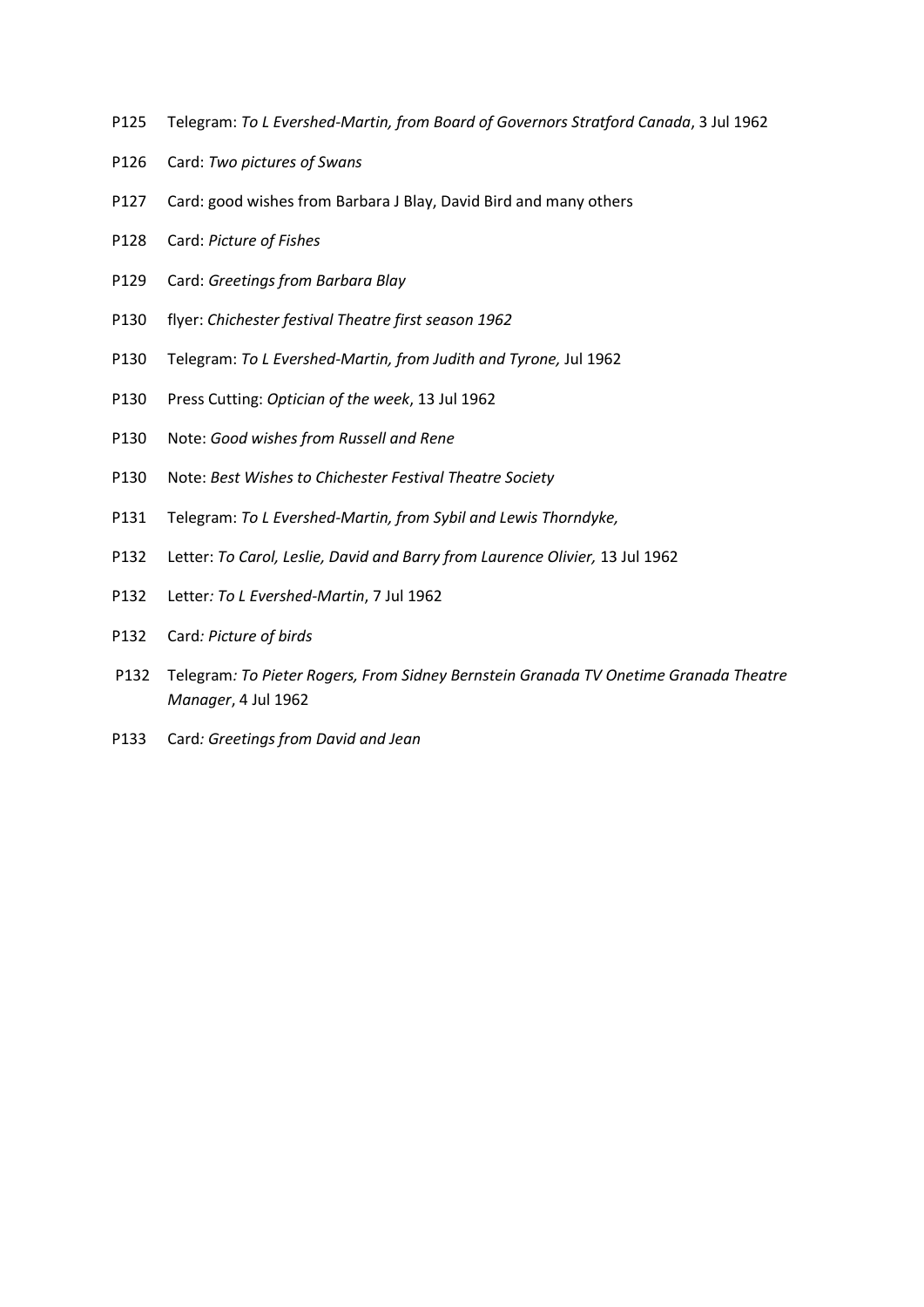P125 Telegram: *To L Evershed-Martin, from Board of Governors Stratford Canada*, 3 Jul 1962

P126 Card: *Two pictures of Swans*

P127 Card: good wishes from Barbara J Blay, David Bird and many others

P128 Card: *Picture of Fishes*

P129 Card: *Greetings from Barbara Blay*

P130 flyer: *Chichester festival Theatre first season 1962*

P130 Telegram: *To L Evershed-Martin, from Judith and Tyrone,* Jul 1962

P130 Press Cutting: *Optician of the week*, 13 Jul 1962

P130 Note: *Good wishes from Russell and Rene*

P130 Note: *Best Wishes to Chichester Festival Theatre Society*

P131 Telegram: *To L Evershed-Martin, from Sybil and Lewis Thorndyke,*

P132 Letter: *To Carol, Leslie, David and Barry from Laurence Olivier,* 13 Jul 1962

P132 Letter*: To L Evershed-Martin*, 7 Jul 1962

P132 Card*: Picture of birds*

P132 Telegram*: To Pieter Rogers, From Sidney Bernstein Granada TV Onetime Granada Theatre Manager*, 4 Jul 1962

P133 Card*: Greetings from David and Jean*